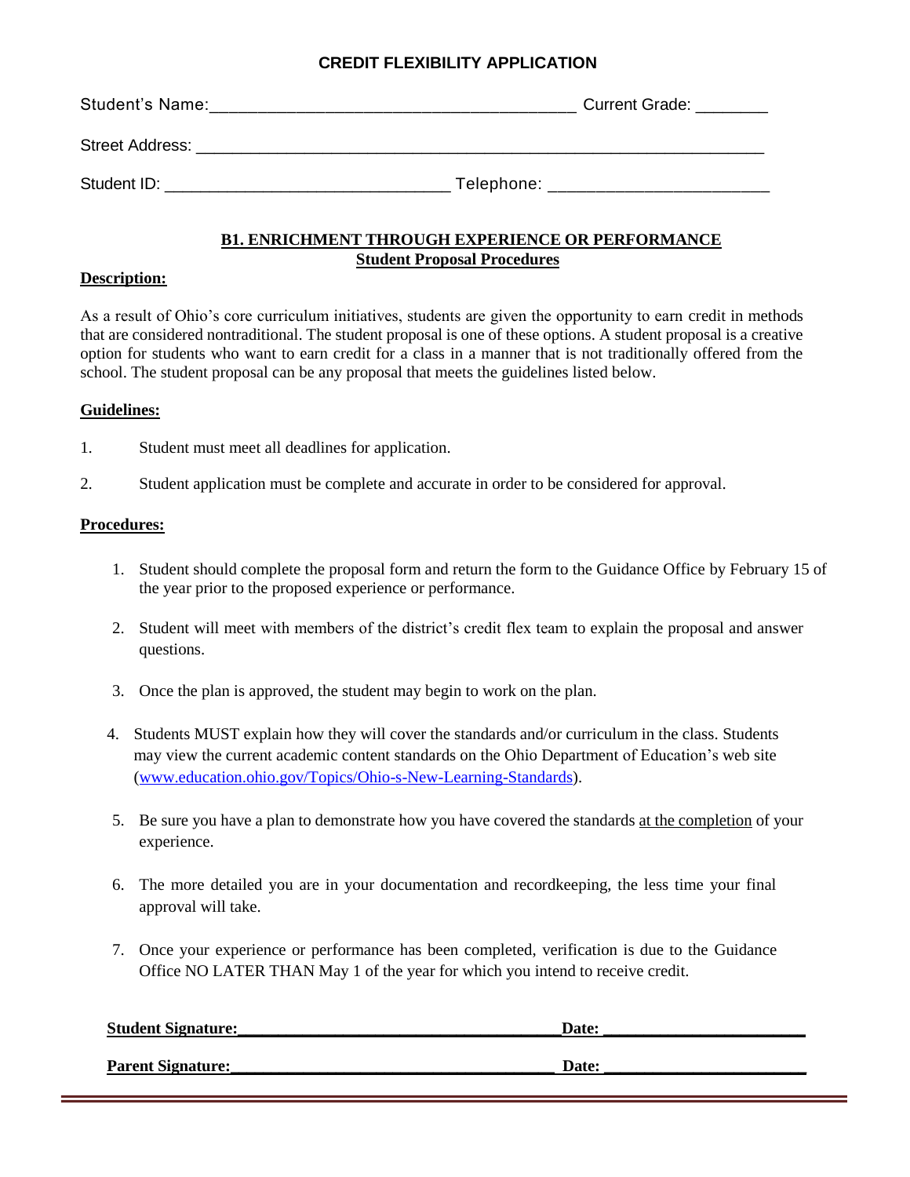# CREDIT FLEXIBILITY APPLICATION

Student's Name:_______________________________________ Current Grade: ________

Street Address: _____________________________________________________________

Student ID: _______________________________ Telephone: _______________________

## B1. ENRICHMENT THROUGH EXPERIENCE OR PERFORMANCE
### Student Proposal Procedures

**Description:**

As a result of Ohio's core curriculum initiatives, students are given the opportunity to earn credit in methods that are considered nontraditional. The student proposal is one of these options. A student proposal is a creative option for students who want to earn credit for a class in a manner that is not traditionally offered from the school. The student proposal can be any proposal that meets the guidelines listed below.

**Guidelines:**

1. Student must meet all deadlines for application.
2. Student application must be complete and accurate in order to be considered for approval.

**Procedures:**

1. Student should complete the proposal form and return the form to the Guidance Office by February 15 of the year prior to the proposed experience or performance.
2. Student will meet with members of the district's credit flex team to explain the proposal and answer questions.
3. Once the plan is approved, the student may begin to work on the plan.
4. Students MUST explain how they will cover the standards and/or curriculum in the class. Students may view the current academic content standards on the Ohio Department of Education's web site (www.education.ohio.gov/Topics/Ohio-s-New-Learning-Standards).
5. Be sure you have a plan to demonstrate how you have covered the standards at the completion of your experience.
6. The more detailed you are in your documentation and recordkeeping, the less time your final approval will take.
7. Once your experience or performance has been completed, verification is due to the Guidance Office NO LATER THAN May 1 of the year for which you intend to receive credit.

**Student Signature:_______________________________________Date: ________________________**

**Parent Signature:_______________________________________ Date: ________________________**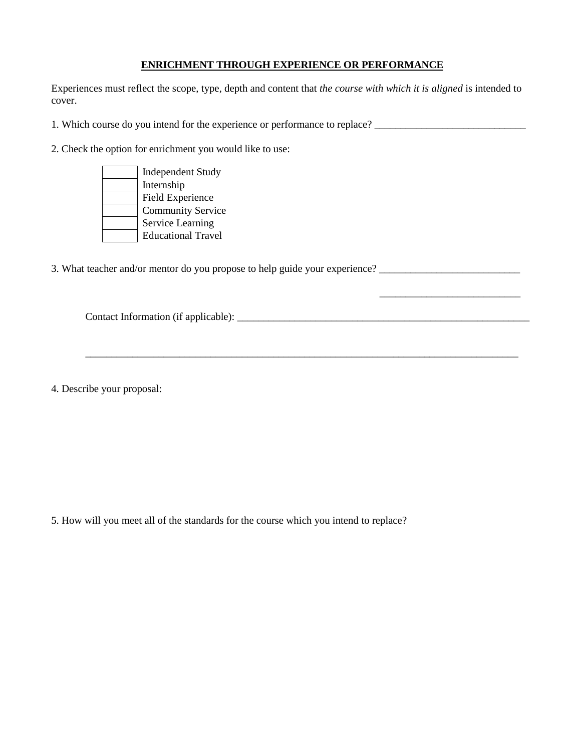## **ENRICHMENT THROUGH EXPERIENCE OR PERFORMANCE**

Experiences must reflect the scope, type, depth and content that *the course with which it is aligned* is intended to cover.

1. Which course do you intend for the experience or performance to replace? _____________________________

2. Check the option for enrichment you would like to use:

| | |
|---|---|
| | Independent Study |
| | Internship |
| | Field Experience |
| | Community Service |
| | Service Learning |
| | Educational Travel |

3. What teacher and/or mentor do you propose to help guide your experience? ___________________________

___________________________

Contact Information (if applicable): ___________________________________________________________

___________________________________________________________________________________

4. Describe your proposal:

5. How will you meet all of the standards for the course which you intend to replace?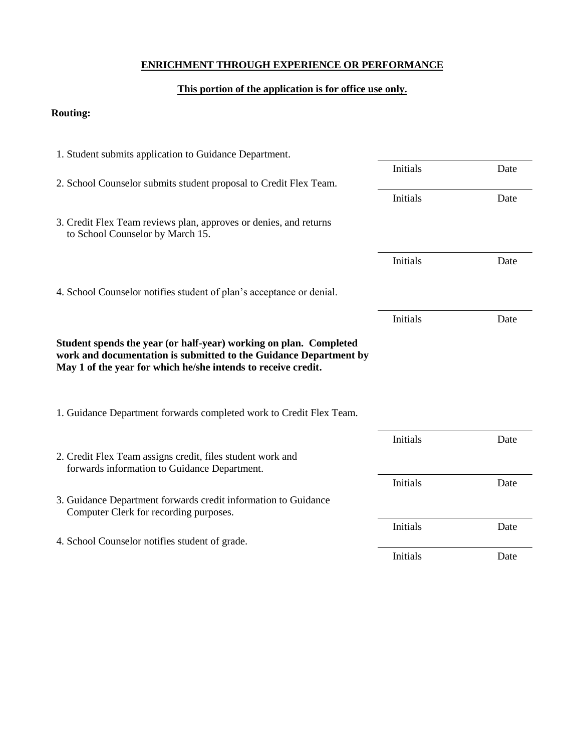**ENRICHMENT THROUGH EXPERIENCE OR PERFORMANCE**

**This portion of the application is for office use only.**

**Routing:**

1. Student submits application to Guidance Department.

   Initials ________ Date ________

2. School Counselor submits student proposal to Credit Flex Team.

   Initials ________ Date ________

3. Credit Flex Team reviews plan, approves or denies, and returns to School Counselor by March 15.

   Initials ________ Date ________

4. School Counselor notifies student of plan's acceptance or denial.

   Initials ________ Date ________

**Student spends the year (or half-year) working on plan. Completed work and documentation is submitted to the Guidance Department by May 1 of the year for which he/she intends to receive credit.**

1. Guidance Department forwards completed work to Credit Flex Team.

   Initials ________ Date ________

2. Credit Flex Team assigns credit, files student work and forwards information to Guidance Department.

   Initials ________ Date ________

3. Guidance Department forwards credit information to Guidance Computer Clerk for recording purposes.

   Initials ________ Date ________

4. School Counselor notifies student of grade.

   Initials ________ Date ________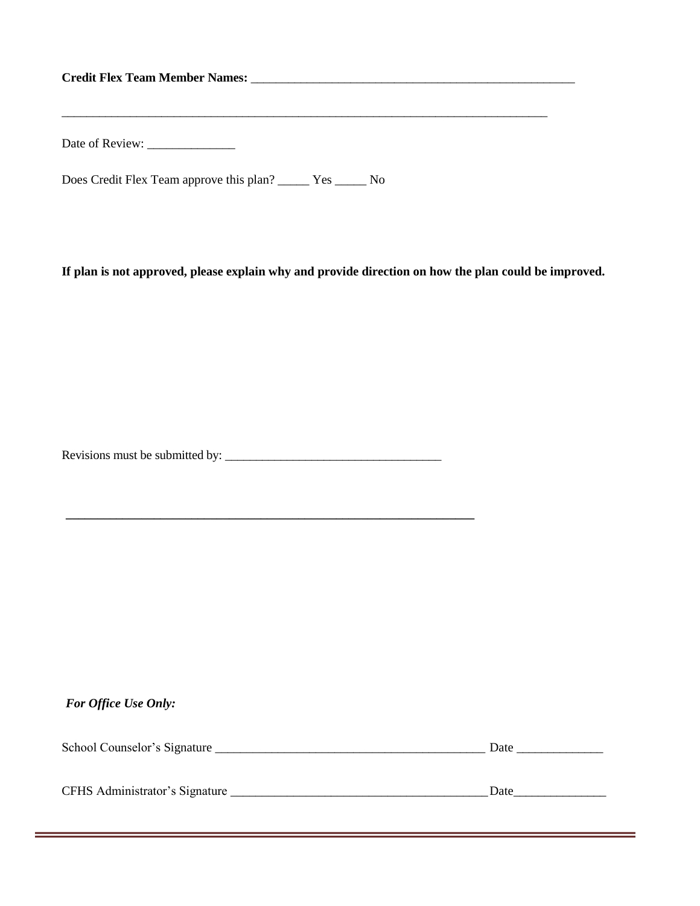**Credit Flex Team Member Names:** ____________________________________________________

________________________________________________________________________________

Date of Review: ______________

Does Credit Flex Team approve this plan? _____ Yes _____ No

**If plan is not approved, please explain why and provide direction on how the plan could be improved.**

Revisions must be submitted by: __________________________________

**_________________________________________________________________**

***For Office Use Only:***

School Counselor's Signature ____________________________________________ Date ______________

CFHS Administrator's Signature _________________________________________ Date_______________